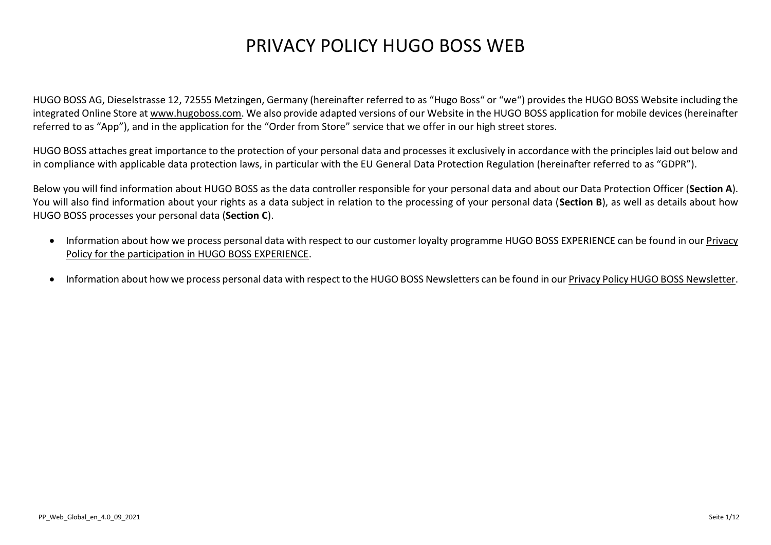# PRIVACY POLICY HUGO BOSS WEB

HUGO BOSS AG, Dieselstrasse 12, 72555 Metzingen, Germany (hereinafter referred to as "Hugo Boss" or "we") provides the HUGO BOSS Website including the integrated Online Store at www.hugoboss.com. We also provide adapted versions of our Website in the HUGO BOSS application for mobile devices (hereinafter referred to as "App"), and in the application for the "Order from Store" service that we offer in our high street stores.

HUGO BOSS attaches great importance to the protection of your personal data and processes it exclusively in accordance with the principles laid out below and in compliance with applicable data protection laws, in particular with the EU General Data Protection Regulation (hereinafter referred to as "GDPR").

Below you will find information about HUGO BOSS as the data controller responsible for your personal data and about our Data Protection Officer (**Section A**). You will also find information about your rights as a data subject in relation to the processing of your personal data (**Section B**), as well as details about how HUGO BOSS processes your personal data (**Section C**).

- Information about how we process personal data with respect to our customer loyalty programme HUGO BOSS EXPERIENCE can be found in our Privacy Policy for the participation in HUGO BOSS EXPERIENCE.
- Information about how we process personal data with respect to the HUGO BOSS Newsletters can be found in our Privacy Policy HUGO BOSS Newsletter.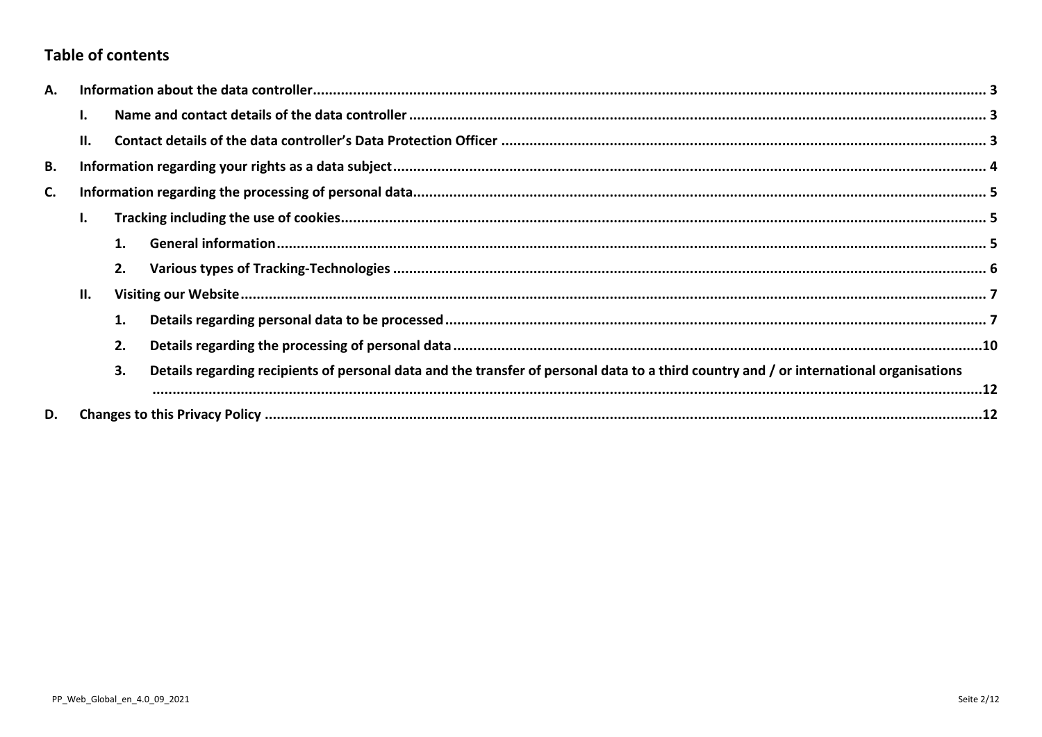## Table of contents

- **A. Information about the data controller** ........ 3
  - **I. Name and contact details of the data controller** ........ 3
  - **II. Contact details of the data controller's Data Protection Officer** ........ 3
- **B. Information regarding your rights as a data subject** ........ 4
- **C. Information regarding the processing of personal data** ........ 5
  - **I. Tracking including the use of cookies** ........ 5
    - **1. General information** ........ 5
    - **2. Various types of Tracking-Technologies** ........ 6
  - **II. Visiting our Website** ........ 7
    - **1. Details regarding personal data to be processed** ........ 7
    - **2. Details regarding the processing of personal data** ........ 10
    - **3. Details regarding recipients of personal data and the transfer of personal data to a third country and / or international organisations** ........ 12
- **D. Changes to this Privacy Policy** ........ 12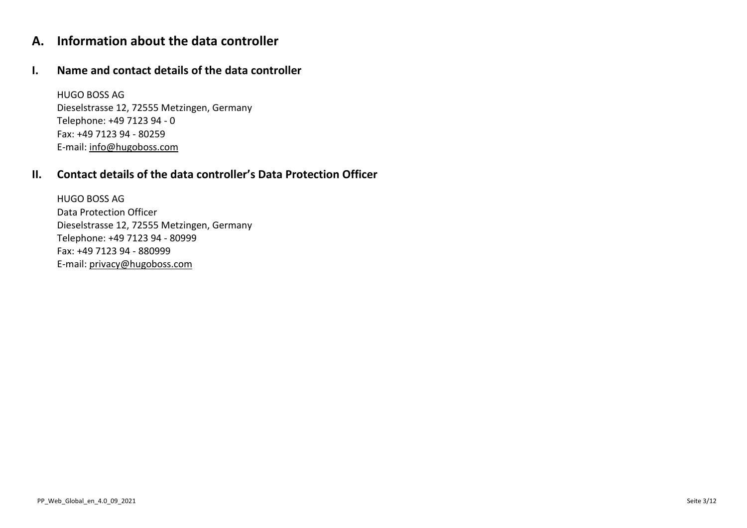# A. Information about the data controller

## I. Name and contact details of the data controller

HUGO BOSS AG
Dieselstrasse 12, 72555 Metzingen, Germany
Telephone: +49 7123 94 - 0
Fax: +49 7123 94 - 80259
E-mail: info@hugoboss.com

## II. Contact details of the data controller's Data Protection Officer

HUGO BOSS AG
Data Protection Officer
Dieselstrasse 12, 72555 Metzingen, Germany
Telephone: +49 7123 94 - 80999
Fax: +49 7123 94 - 880999
E-mail: privacy@hugoboss.com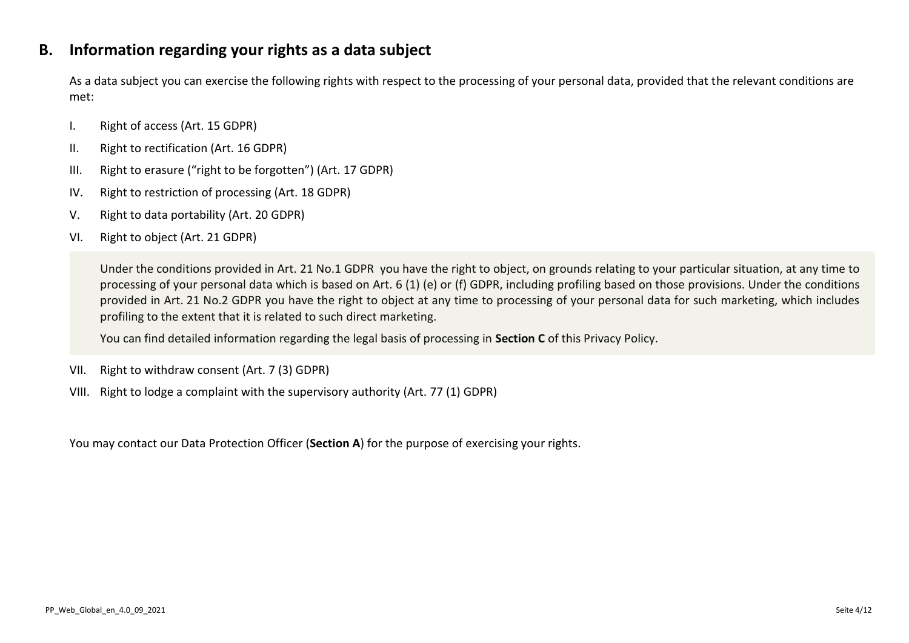## B. Information regarding your rights as a data subject

As a data subject you can exercise the following rights with respect to the processing of your personal data, provided that the relevant conditions are met:

I. Right of access (Art. 15 GDPR)

II. Right to rectification (Art. 16 GDPR)

III. Right to erasure (“right to be forgotten”) (Art. 17 GDPR)

IV. Right to restriction of processing (Art. 18 GDPR)

V. Right to data portability (Art. 20 GDPR)

VI. Right to object (Art. 21 GDPR)

> Under the conditions provided in Art. 21 No.1 GDPR you have the right to object, on grounds relating to your particular situation, at any time to processing of your personal data which is based on Art. 6 (1) (e) or (f) GDPR, including profiling based on those provisions. Under the conditions provided in Art. 21 No.2 GDPR you have the right to object at any time to processing of your personal data for such marketing, which includes profiling to the extent that it is related to such direct marketing.
>
> You can find detailed information regarding the legal basis of processing in **Section C** of this Privacy Policy.

VII. Right to withdraw consent (Art. 7 (3) GDPR)

VIII. Right to lodge a complaint with the supervisory authority (Art. 77 (1) GDPR)

You may contact our Data Protection Officer (**Section A**) for the purpose of exercising your rights.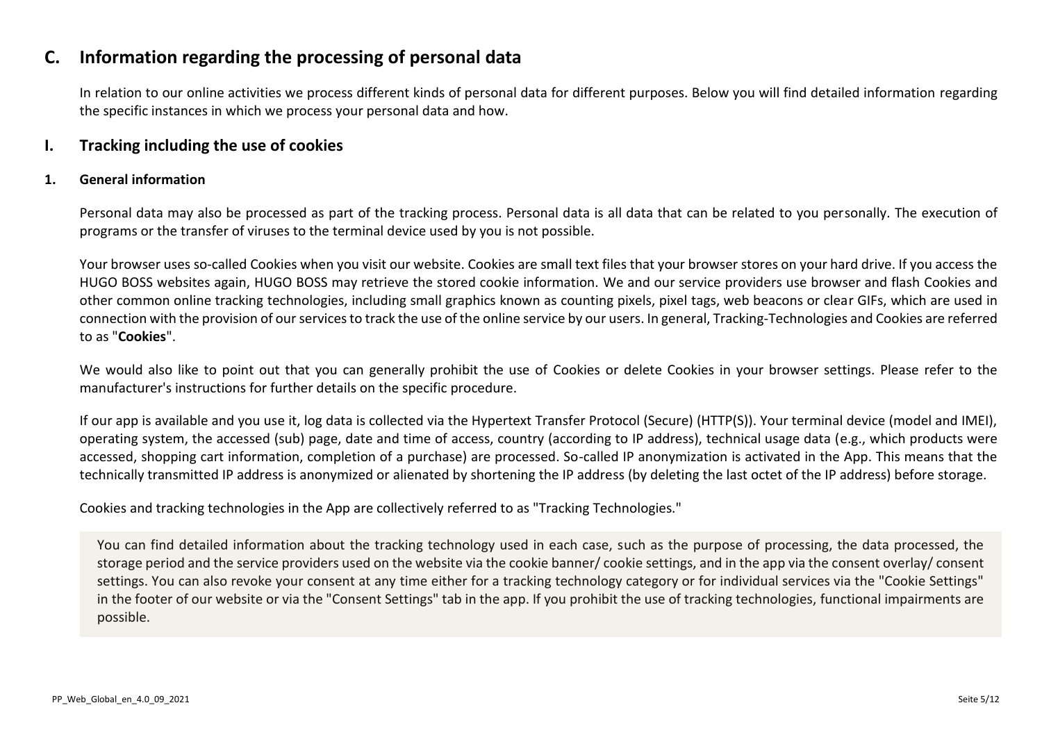# C. Information regarding the processing of personal data

In relation to our online activities we process different kinds of personal data for different purposes. Below you will find detailed information regarding the specific instances in which we process your personal data and how.

## I. Tracking including the use of cookies

### 1. General information

Personal data may also be processed as part of the tracking process. Personal data is all data that can be related to you personally. The execution of programs or the transfer of viruses to the terminal device used by you is not possible.

Your browser uses so-called Cookies when you visit our website. Cookies are small text files that your browser stores on your hard drive. If you access the HUGO BOSS websites again, HUGO BOSS may retrieve the stored cookie information. We and our service providers use browser and flash Cookies and other common online tracking technologies, including small graphics known as counting pixels, pixel tags, web beacons or clear GIFs, which are used in connection with the provision of our services to track the use of the online service by our users. In general, Tracking-Technologies and Cookies are referred to as "**Cookies**".

We would also like to point out that you can generally prohibit the use of Cookies or delete Cookies in your browser settings. Please refer to the manufacturer's instructions for further details on the specific procedure.

If our app is available and you use it, log data is collected via the Hypertext Transfer Protocol (Secure) (HTTP(S)). Your terminal device (model and IMEI), operating system, the accessed (sub) page, date and time of access, country (according to IP address), technical usage data (e.g., which products were accessed, shopping cart information, completion of a purchase) are processed. So-called IP anonymization is activated in the App. This means that the technically transmitted IP address is anonymized or alienated by shortening the IP address (by deleting the last octet of the IP address) before storage.

Cookies and tracking technologies in the App are collectively referred to as "Tracking Technologies."

You can find detailed information about the tracking technology used in each case, such as the purpose of processing, the data processed, the storage period and the service providers used on the website via the cookie banner/ cookie settings, and in the app via the consent overlay/ consent settings. You can also revoke your consent at any time either for a tracking technology category or for individual services via the "Cookie Settings" in the footer of our website or via the "Consent Settings" tab in the app. If you prohibit the use of tracking technologies, functional impairments are possible.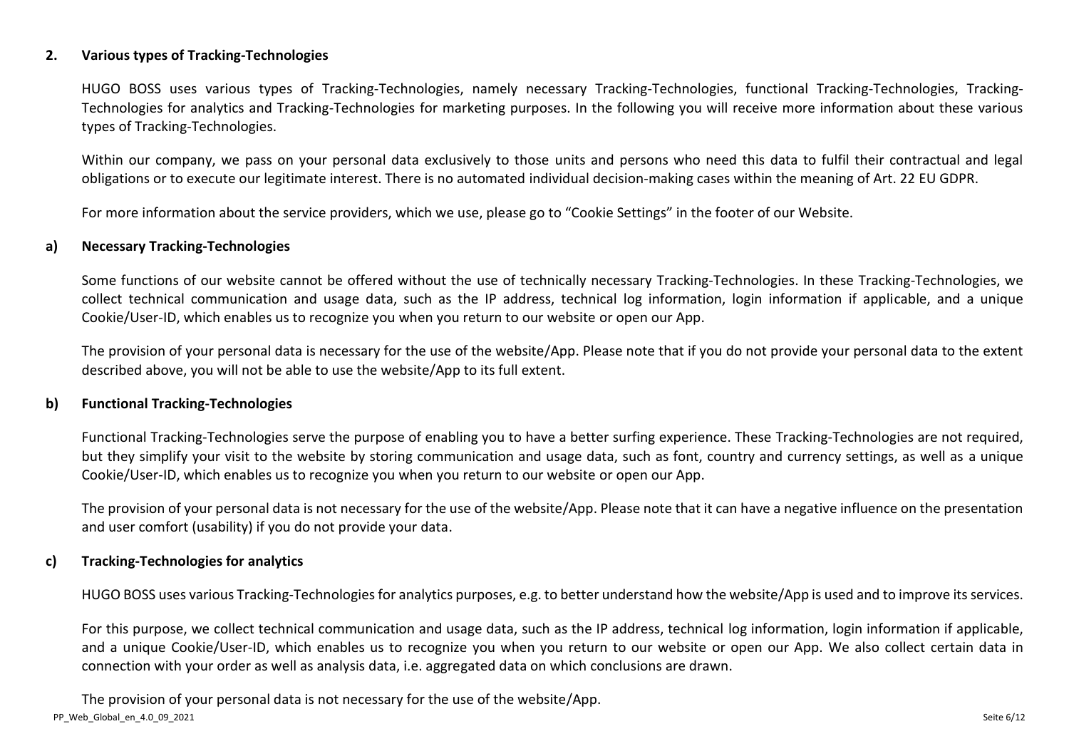## 2. Various types of Tracking-Technologies

HUGO BOSS uses various types of Tracking-Technologies, namely necessary Tracking-Technologies, functional Tracking-Technologies, Tracking-Technologies for analytics and Tracking-Technologies for marketing purposes. In the following you will receive more information about these various types of Tracking-Technologies.

Within our company, we pass on your personal data exclusively to those units and persons who need this data to fulfil their contractual and legal obligations or to execute our legitimate interest. There is no automated individual decision-making cases within the meaning of Art. 22 EU GDPR.

For more information about the service providers, which we use, please go to "Cookie Settings" in the footer of our Website.

### a) Necessary Tracking-Technologies

Some functions of our website cannot be offered without the use of technically necessary Tracking-Technologies. In these Tracking-Technologies, we collect technical communication and usage data, such as the IP address, technical log information, login information if applicable, and a unique Cookie/User-ID, which enables us to recognize you when you return to our website or open our App.

The provision of your personal data is necessary for the use of the website/App. Please note that if you do not provide your personal data to the extent described above, you will not be able to use the website/App to its full extent.

### b) Functional Tracking-Technologies

Functional Tracking-Technologies serve the purpose of enabling you to have a better surfing experience. These Tracking-Technologies are not required, but they simplify your visit to the website by storing communication and usage data, such as font, country and currency settings, as well as a unique Cookie/User-ID, which enables us to recognize you when you return to our website or open our App.

The provision of your personal data is not necessary for the use of the website/App. Please note that it can have a negative influence on the presentation and user comfort (usability) if you do not provide your data.

### c) Tracking-Technologies for analytics

HUGO BOSS uses various Tracking-Technologies for analytics purposes, e.g. to better understand how the website/App is used and to improve its services.

For this purpose, we collect technical communication and usage data, such as the IP address, technical log information, login information if applicable, and a unique Cookie/User-ID, which enables us to recognize you when you return to our website or open our App. We also collect certain data in connection with your order as well as analysis data, i.e. aggregated data on which conclusions are drawn.

The provision of your personal data is not necessary for the use of the website/App.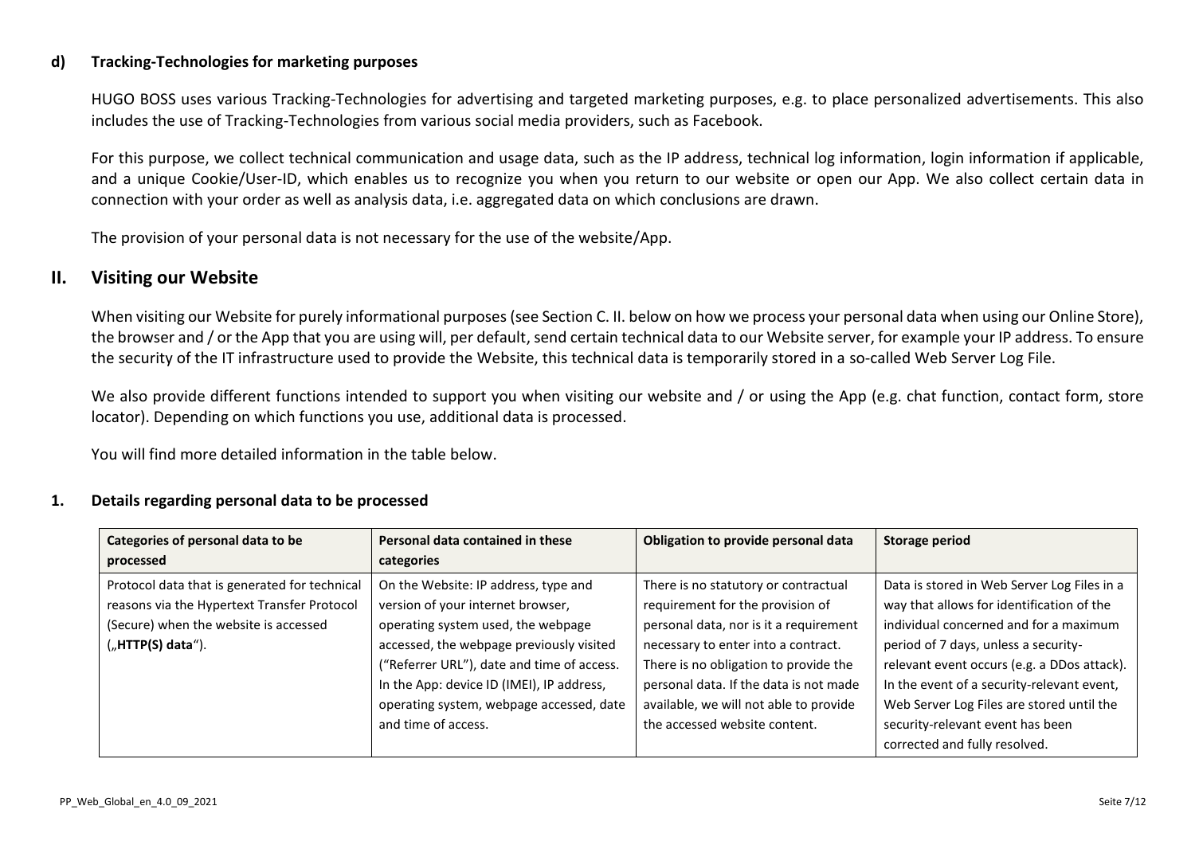### d) Tracking-Technologies for marketing purposes

HUGO BOSS uses various Tracking-Technologies for advertising and targeted marketing purposes, e.g. to place personalized advertisements. This also includes the use of Tracking-Technologies from various social media providers, such as Facebook.

For this purpose, we collect technical communication and usage data, such as the IP address, technical log information, login information if applicable, and a unique Cookie/User-ID, which enables us to recognize you when you return to our website or open our App. We also collect certain data in connection with your order as well as analysis data, i.e. aggregated data on which conclusions are drawn.

The provision of your personal data is not necessary for the use of the website/App.

## II. Visiting our Website

When visiting our Website for purely informational purposes (see Section C. II. below on how we process your personal data when using our Online Store), the browser and / or the App that you are using will, per default, send certain technical data to our Website server, for example your IP address. To ensure the security of the IT infrastructure used to provide the Website, this technical data is temporarily stored in a so-called Web Server Log File.

We also provide different functions intended to support you when visiting our website and / or using the App (e.g. chat function, contact form, store locator). Depending on which functions you use, additional data is processed.

You will find more detailed information in the table below.

### 1. Details regarding personal data to be processed

| Categories of personal data to be processed | Personal data contained in these categories | Obligation to provide personal data | Storage period |
|---|---|---|---|
| Protocol data that is generated for technical reasons via the Hypertext Transfer Protocol (Secure) when the website is accessed („**HTTP(S) data**“). | On the Website: IP address, type and version of your internet browser, operating system used, the webpage accessed, the webpage previously visited (“Referrer URL”), date and time of access. In the App: device ID (IMEI), IP address, operating system, webpage accessed, date and time of access. | There is no statutory or contractual requirement for the provision of personal data, nor is it a requirement necessary to enter into a contract. There is no obligation to provide the personal data. If the data is not made available, we will not able to provide the accessed website content. | Data is stored in Web Server Log Files in a way that allows for identification of the individual concerned and for a maximum period of 7 days, unless a security-relevant event occurs (e.g. a DDos attack). In the event of a security-relevant event, Web Server Log Files are stored until the security-relevant event has been corrected and fully resolved. |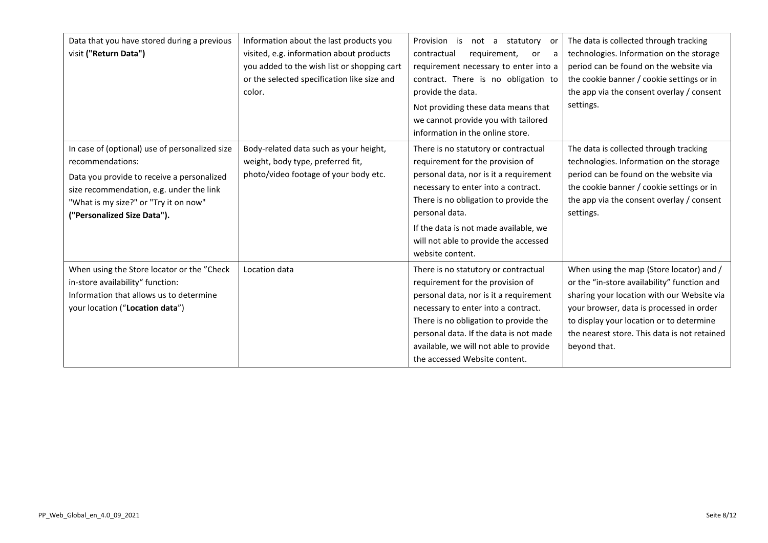| | | | |
|---|---|---|---|
| Data that you have stored during a previous visit **("Return Data")** | Information about the last products you visited, e.g. information about products you added to the wish list or shopping cart or the selected specification like size and color. | Provision is not a statutory or contractual requirement, or a requirement necessary to enter into a contract. There is no obligation to provide the data.<br>Not providing these data means that we cannot provide you with tailored information in the online store. | The data is collected through tracking technologies. Information on the storage period can be found on the website via the cookie banner / cookie settings or in the app via the consent overlay / consent settings. |
| In case of (optional) use of personalized size recommendations:<br>Data you provide to receive a personalized size recommendation, e.g. under the link "What is my size?" or "Try it on now" **("Personalized Size Data").** | Body-related data such as your height, weight, body type, preferred fit, photo/video footage of your body etc. | There is no statutory or contractual requirement for the provision of personal data, nor is it a requirement necessary to enter into a contract. There is no obligation to provide the personal data.<br>If the data is not made available, we will not able to provide the accessed website content. | The data is collected through tracking technologies. Information on the storage period can be found on the website via the cookie banner / cookie settings or in the app via the consent overlay / consent settings. |
| When using the Store locator or the "Check in-store availability" function:<br>Information that allows us to determine your location ("**Location data**") | Location data | There is no statutory or contractual requirement for the provision of personal data, nor is it a requirement necessary to enter into a contract. There is no obligation to provide the personal data. If the data is not made available, we will not able to provide the accessed Website content. | When using the map (Store locator) and / or the "in-store availability" function and sharing your location with our Website via your browser, data is processed in order to display your location or to determine the nearest store. This data is not retained beyond that. |

PP_Web_Global_en_4.0_09_2021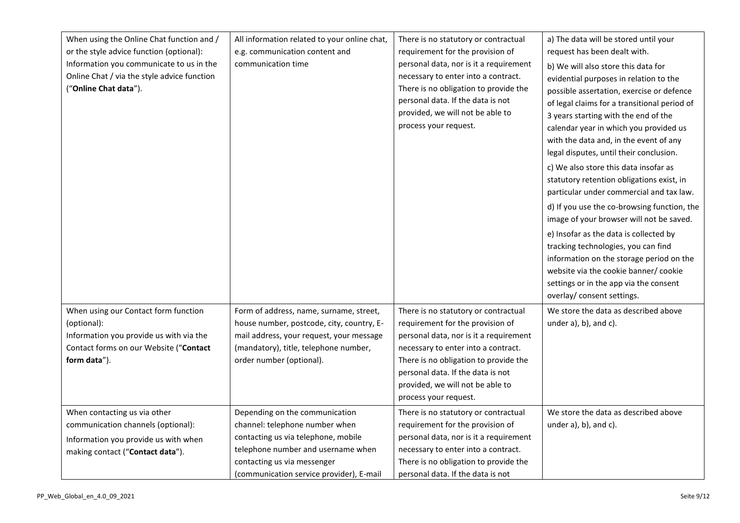| When using the Online Chat function and / or the style advice function (optional): Information you communicate to us in the Online Chat / via the style advice function ("**Online Chat data**"). | All information related to your online chat, e.g. communication content and communication time | There is no statutory or contractual requirement for the provision of personal data, nor is it a requirement necessary to enter into a contract. There is no obligation to provide the personal data. If the data is not provided, we will not be able to process your request. | a) The data will be stored until your request has been dealt with.<br>b) We will also store this data for evidential purposes in relation to the possible assertation, exercise or defence of legal claims for a transitional period of 3 years starting with the end of the calendar year in which you provided us with the data and, in the event of any legal disputes, until their conclusion.<br>c) We also store this data insofar as statutory retention obligations exist, in particular under commercial and tax law.<br>d) If you use the co-browsing function, the image of your browser will not be saved.<br>e) Insofar as the data is collected by tracking technologies, you can find information on the storage period on the website via the cookie banner/ cookie settings or in the app via the consent overlay/ consent settings. |
|---|---|---|---|
| When using our Contact form function (optional): Information you provide us with via the Contact forms on our Website ("**Contact form data**"). | Form of address, name, surname, street, house number, postcode, city, country, E-mail address, your request, your message (mandatory), title, telephone number, order number (optional). | There is no statutory or contractual requirement for the provision of personal data, nor is it a requirement necessary to enter into a contract. There is no obligation to provide the personal data. If the data is not provided, we will not be able to process your request. | We store the data as described above under a), b), and c). |
| When contacting us via other communication channels (optional): Information you provide us with when making contact ("**Contact data**"). | Depending on the communication channel: telephone number when contacting us via telephone, mobile telephone number and username when contacting us via messenger (communication service provider), E-mail | There is no statutory or contractual requirement for the provision of personal data, nor is it a requirement necessary to enter into a contract. There is no obligation to provide the personal data. If the data is not | We store the data as described above under a), b), and c). |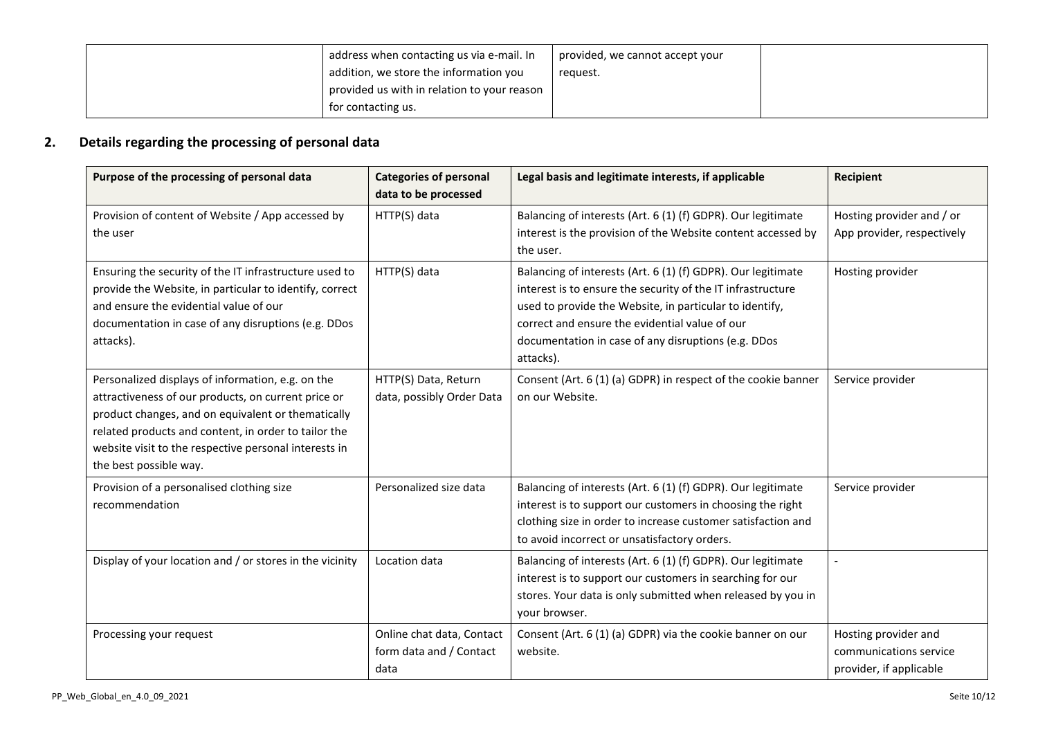| | address when contacting us via e-mail. In addition, we store the information you provided us with in relation to your reason for contacting us. | provided, we cannot accept your request. | |
|---|---|---|---|

## 2. Details regarding the processing of personal data

| Purpose of the processing of personal data | Categories of personal data to be processed | Legal basis and legitimate interests, if applicable | Recipient |
|---|---|---|---|
| Provision of content of Website / App accessed by the user | HTTP(S) data | Balancing of interests (Art. 6 (1) (f) GDPR). Our legitimate interest is the provision of the Website content accessed by the user. | Hosting provider and / or App provider, respectively |
| Ensuring the security of the IT infrastructure used to provide the Website, in particular to identify, correct and ensure the evidential value of our documentation in case of any disruptions (e.g. DDos attacks). | HTTP(S) data | Balancing of interests (Art. 6 (1) (f) GDPR). Our legitimate interest is to ensure the security of the IT infrastructure used to provide the Website, in particular to identify, correct and ensure the evidential value of our documentation in case of any disruptions (e.g. DDos attacks). | Hosting provider |
| Personalized displays of information, e.g. on the attractiveness of our products, on current price or product changes, and on equivalent or thematically related products and content, in order to tailor the website visit to the respective personal interests in the best possible way. | HTTP(S) Data, Return data, possibly Order Data | Consent (Art. 6 (1) (a) GDPR) in respect of the cookie banner on our Website. | Service provider |
| Provision of a personalised clothing size recommendation | Personalized size data | Balancing of interests (Art. 6 (1) (f) GDPR). Our legitimate interest is to support our customers in choosing the right clothing size in order to increase customer satisfaction and to avoid incorrect or unsatisfactory orders. | Service provider |
| Display of your location and / or stores in the vicinity | Location data | Balancing of interests (Art. 6 (1) (f) GDPR). Our legitimate interest is to support our customers in searching for our stores. Your data is only submitted when released by you in your browser. | - |
| Processing your request | Online chat data, Contact form data and / Contact data | Consent (Art. 6 (1) (a) GDPR) via the cookie banner on our website. | Hosting provider and communications service provider, if applicable |

PP_Web_Global_en_4.0_09_2021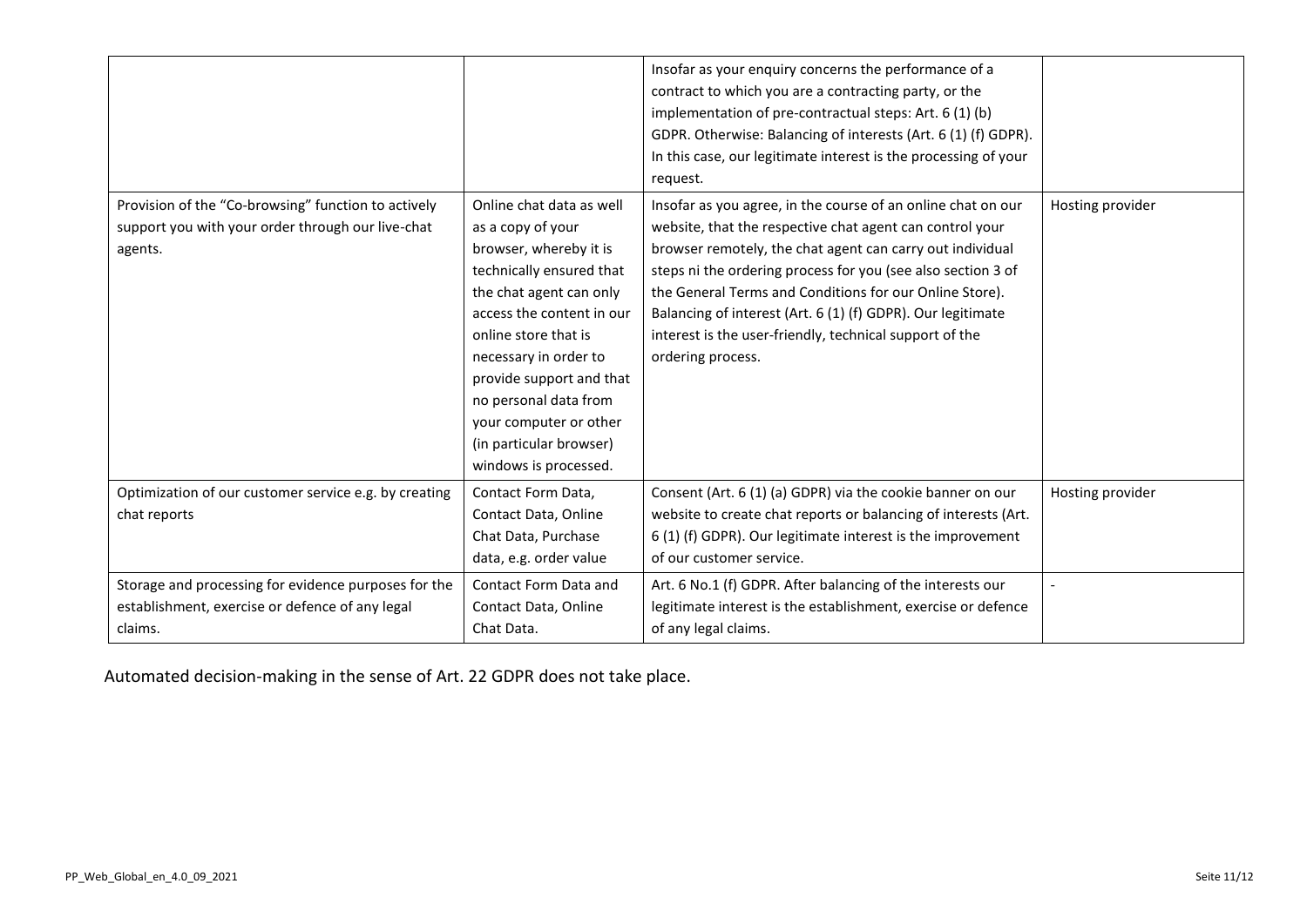| | | | |
|---|---|---|---|
| | | Insofar as your enquiry concerns the performance of a contract to which you are a contracting party, or the implementation of pre-contractual steps: Art. 6 (1) (b) GDPR. Otherwise: Balancing of interests (Art. 6 (1) (f) GDPR). In this case, our legitimate interest is the processing of your request. | |
| Provision of the "Co-browsing" function to actively support you with your order through our live-chat agents. | Online chat data as well as a copy of your browser, whereby it is technically ensured that the chat agent can only access the content in our online store that is necessary in order to provide support and that no personal data from your computer or other (in particular browser) windows is processed. | Insofar as you agree, in the course of an online chat on our website, that the respective chat agent can control your browser remotely, the chat agent can carry out individual steps ni the ordering process for you (see also section 3 of the General Terms and Conditions for our Online Store). Balancing of interest (Art. 6 (1) (f) GDPR). Our legitimate interest is the user-friendly, technical support of the ordering process. | Hosting provider |
| Optimization of our customer service e.g. by creating chat reports | Contact Form Data, Contact Data, Online Chat Data, Purchase data, e.g. order value | Consent (Art. 6 (1) (a) GDPR) via the cookie banner on our website to create chat reports or balancing of interests (Art. 6 (1) (f) GDPR). Our legitimate interest is the improvement of our customer service. | Hosting provider |
| Storage and processing for evidence purposes for the establishment, exercise or defence of any legal claims. | Contact Form Data and Contact Data, Online Chat Data. | Art. 6 No.1 (f) GDPR. After balancing of the interests our legitimate interest is the establishment, exercise or defence of any legal claims. | - |

Automated decision-making in the sense of Art. 22 GDPR does not take place.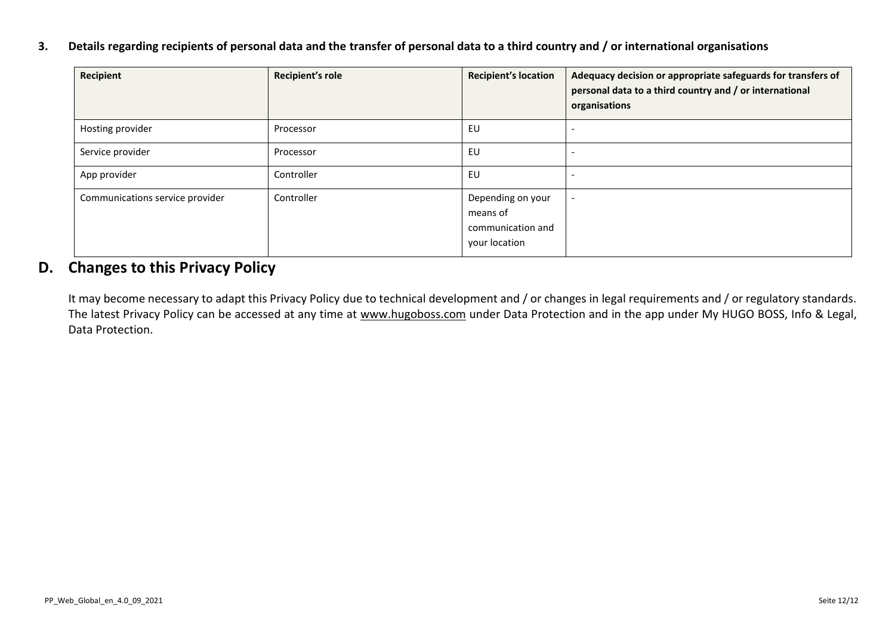### 3. Details regarding recipients of personal data and the transfer of personal data to a third country and / or international organisations

| Recipient | Recipient's role | Recipient's location | Adequacy decision or appropriate safeguards for transfers of personal data to a third country and / or international organisations |
|---|---|---|---|
| Hosting provider | Processor | EU | - |
| Service provider | Processor | EU | - |
| App provider | Controller | EU | - |
| Communications service provider | Controller | Depending on your means of communication and your location | - |

## D. Changes to this Privacy Policy

It may become necessary to adapt this Privacy Policy due to technical development and / or changes in legal requirements and / or regulatory standards. The latest Privacy Policy can be accessed at any time at www.hugoboss.com under Data Protection and in the app under My HUGO BOSS, Info & Legal, Data Protection.